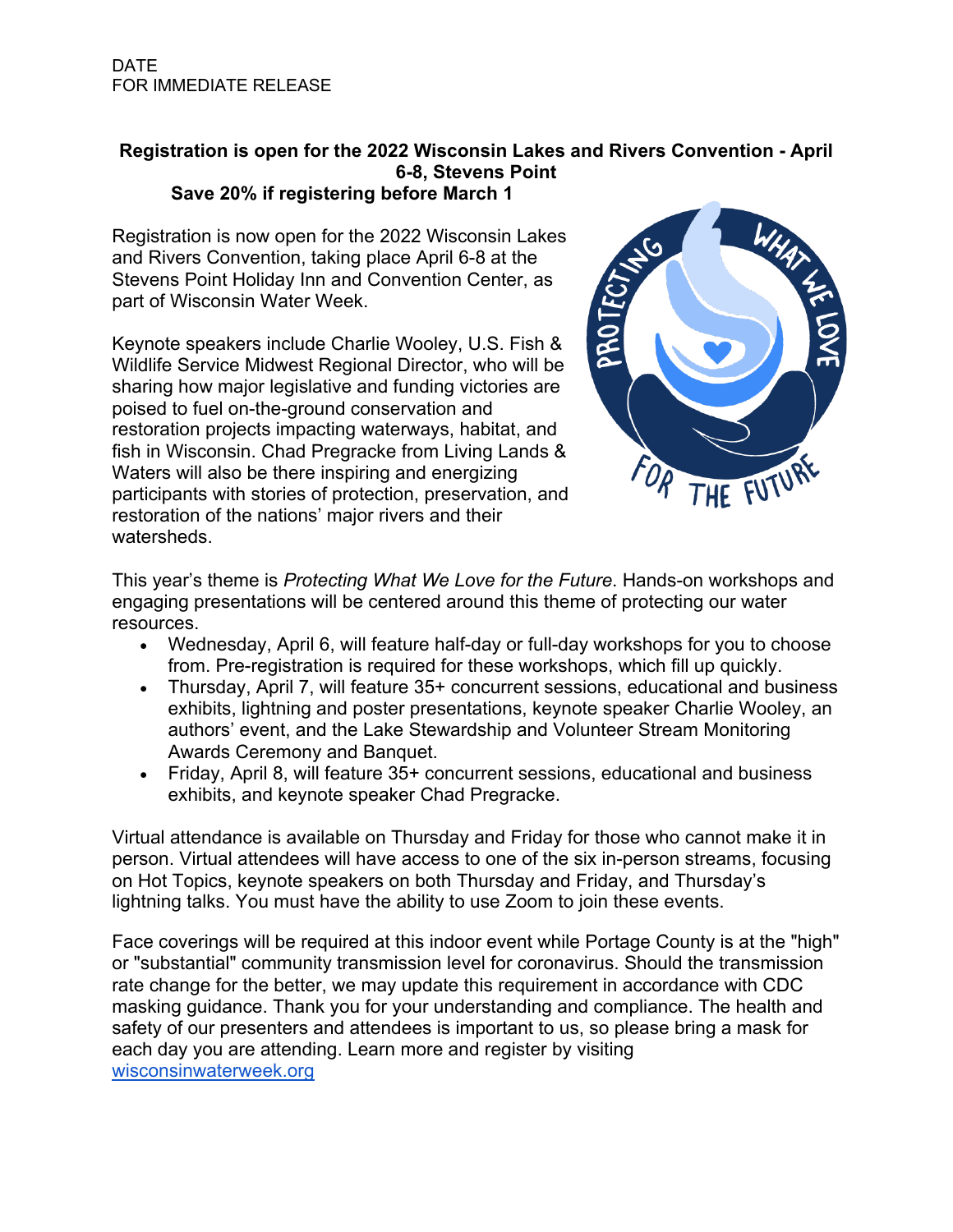DATE
FOR IMMEDIATE RELEASE

**Registration is open for the 2022 Wisconsin Lakes and Rivers Convention - April 6-8, Stevens Point**
**Save 20% if registering before March 1**

Registration is now open for the 2022 Wisconsin Lakes and Rivers Convention, taking place April 6-8 at the Stevens Point Holiday Inn and Convention Center, as part of Wisconsin Water Week.

Keynote speakers include Charlie Wooley, U.S. Fish & Wildlife Service Midwest Regional Director, who will be sharing how major legislative and funding victories are poised to fuel on-the-ground conservation and restoration projects impacting waterways, habitat, and fish in Wisconsin. Chad Pregracke from Living Lands & Waters will also be there inspiring and energizing participants with stories of protection, preservation, and restoration of the nations' major rivers and their watersheds.

This year's theme is *Protecting What We Love for the Future*. Hands-on workshops and engaging presentations will be centered around this theme of protecting our water resources.

- Wednesday, April 6, will feature half-day or full-day workshops for you to choose from. Pre-registration is required for these workshops, which fill up quickly.
- Thursday, April 7, will feature 35+ concurrent sessions, educational and business exhibits, lightning and poster presentations, keynote speaker Charlie Wooley, an authors' event, and the Lake Stewardship and Volunteer Stream Monitoring Awards Ceremony and Banquet.
- Friday, April 8, will feature 35+ concurrent sessions, educational and business exhibits, and keynote speaker Chad Pregracke.

Virtual attendance is available on Thursday and Friday for those who cannot make it in person. Virtual attendees will have access to one of the six in-person streams, focusing on Hot Topics, keynote speakers on both Thursday and Friday, and Thursday's lightning talks. You must have the ability to use Zoom to join these events.

Face coverings will be required at this indoor event while Portage County is at the "high" or "substantial" community transmission level for coronavirus. Should the transmission rate change for the better, we may update this requirement in accordance with CDC masking guidance. Thank you for your understanding and compliance. The health and safety of our presenters and attendees is important to us, so please bring a mask for each day you are attending. Learn more and register by visiting [wisconsinwaterweek.org](wisconsinwaterweek.org)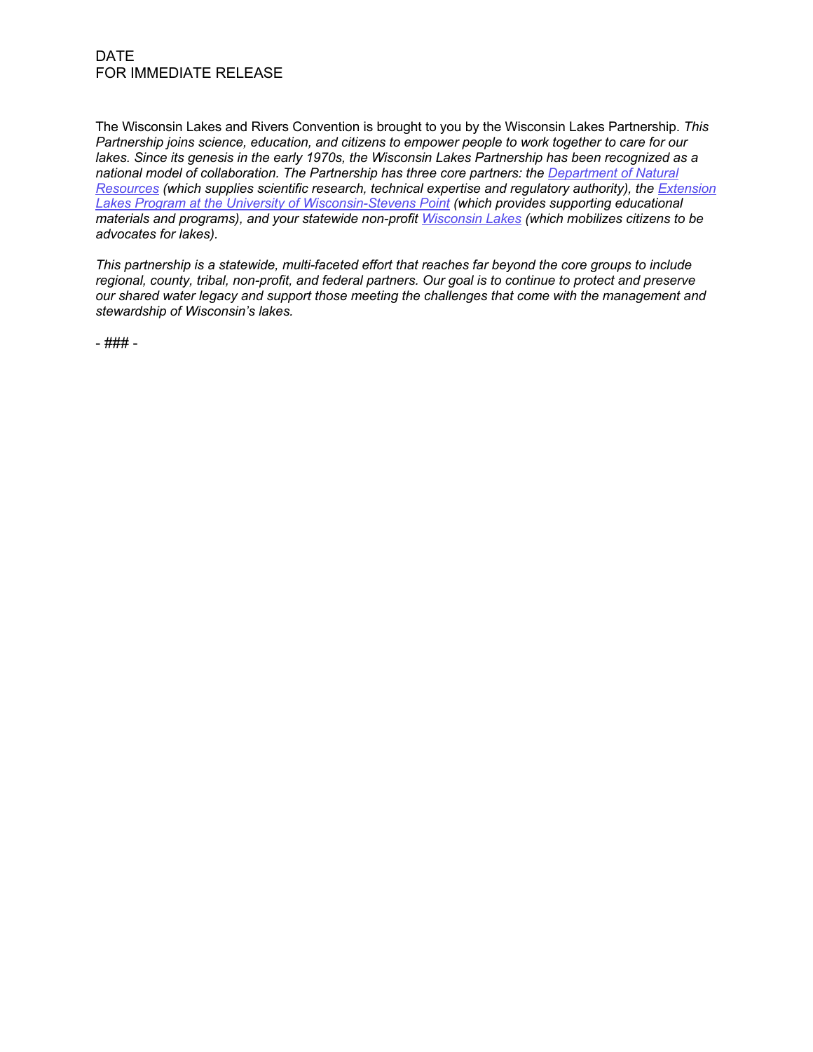DATE
FOR IMMEDIATE RELEASE

The Wisconsin Lakes and Rivers Convention is brought to you by the Wisconsin Lakes Partnership. *This Partnership joins science, education, and citizens to empower people to work together to care for our lakes. Since its genesis in the early 1970s, the Wisconsin Lakes Partnership has been recognized as a national model of collaboration. The Partnership has three core partners: the Department of Natural Resources (which supplies scientific research, technical expertise and regulatory authority), the Extension Lakes Program at the University of Wisconsin-Stevens Point (which provides supporting educational materials and programs), and your statewide non-profit Wisconsin Lakes (which mobilizes citizens to be advocates for lakes).*

*This partnership is a statewide, multi-faceted effort that reaches far beyond the core groups to include regional, county, tribal, non-profit, and federal partners. Our goal is to continue to protect and preserve our shared water legacy and support those meeting the challenges that come with the management and stewardship of Wisconsin's lakes.*

- ### -